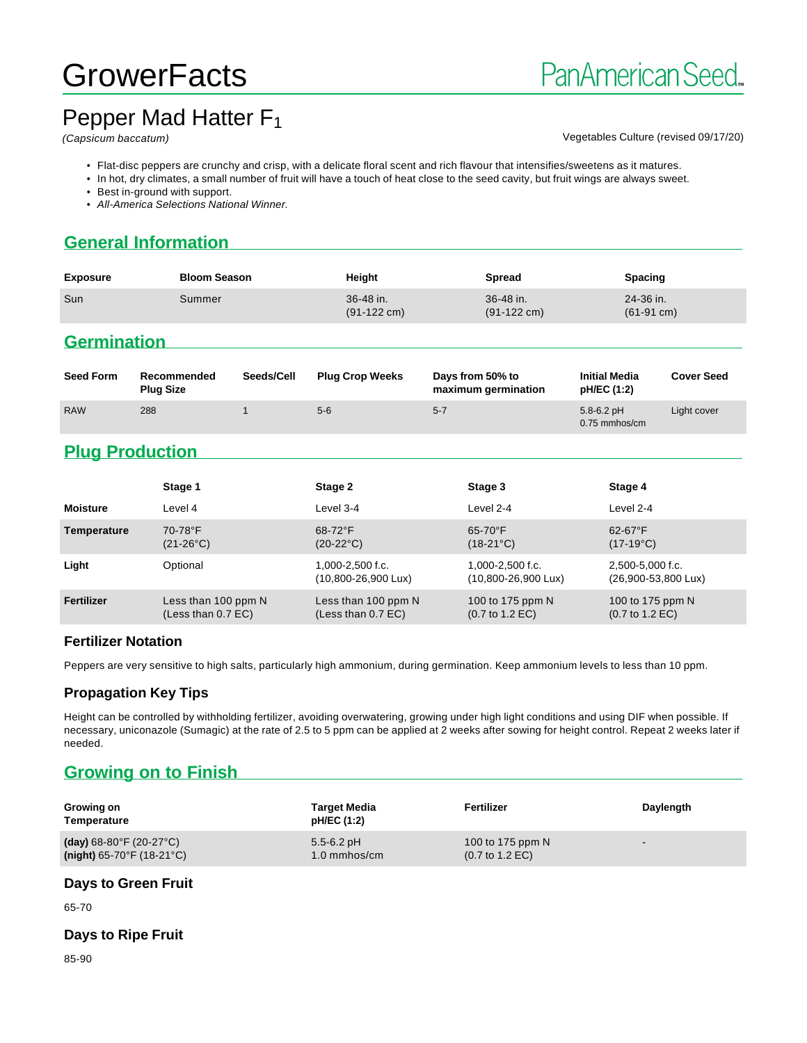# GrowerFacts

PanAmerican Seed

## Pepper Mad Hatter $F_1$

*(Capsicum baccatum)*

Vegetables Culture (revised 09/17/20)

- Flat-disc peppers are crunchy and crisp, with a delicate floral scent and rich flavour that intensifies/sweetens as it matures.
- In hot, dry climates, a small number of fruit will have a touch of heat close to the seed cavity, but fruit wings are always sweet.
- Best in-ground with support.
- *All-America Selections National Winner.*

## General Information

| Exposure | Bloom Season | Height | Spread | Spacing |
|---|---|---|---|---|
| Sun | Summer | 36-48 in. (91-122 cm) | 36-48 in. (91-122 cm) | 24-36 in. (61-91 cm) |

## Germination

| Seed Form | Recommended Plug Size | Seeds/Cell | Plug Crop Weeks | Days from 50% to maximum germination | Initial Media pH/EC (1:2) | Cover Seed |
|---|---|---|---|---|---|---|
| RAW | 288 | 1 | 5-6 | 5-7 | 5.8-6.2 pH 0.75 mmhos/cm | Light cover |

## Plug Production

| | Stage 1 | Stage 2 | Stage 3 | Stage 4 |
|---|---|---|---|---|
| **Moisture** | Level 4 | Level 3-4 | Level 2-4 | Level 2-4 |
| **Temperature** | 70-78°F (21-26°C) | 68-72°F (20-22°C) | 65-70°F (18-21°C) | 62-67°F (17-19°C) |
| **Light** | Optional | 1,000-2,500 f.c. (10,800-26,900 Lux) | 1,000-2,500 f.c. (10,800-26,900 Lux) | 2,500-5,000 f.c. (26,900-53,800 Lux) |
| **Fertilizer** | Less than 100 ppm N (Less than 0.7 EC) | Less than 100 ppm N (Less than 0.7 EC) | 100 to 175 ppm N (0.7 to 1.2 EC) | 100 to 175 ppm N (0.7 to 1.2 EC) |

### Fertilizer Notation

Peppers are very sensitive to high salts, particularly high ammonium, during germination. Keep ammonium levels to less than 10 ppm.

### Propagation Key Tips

Height can be controlled by withholding fertilizer, avoiding overwatering, growing under high light conditions and using DIF when possible. If necessary, uniconazole (Sumagic) at the rate of 2.5 to 5 ppm can be applied at 2 weeks after sowing for height control. Repeat 2 weeks later if needed.

## Growing on to Finish

| Growing on Temperature | Target Media pH/EC (1:2) | Fertilizer | Daylength |
|---|---|---|---|
| **(day)** 68-80°F (20-27°C) **(night)** 65-70°F (18-21°C) | 5.5-6.2 pH 1.0 mmhos/cm | 100 to 175 ppm N (0.7 to 1.2 EC) | - |

### Days to Green Fruit

65-70

### Days to Ripe Fruit

85-90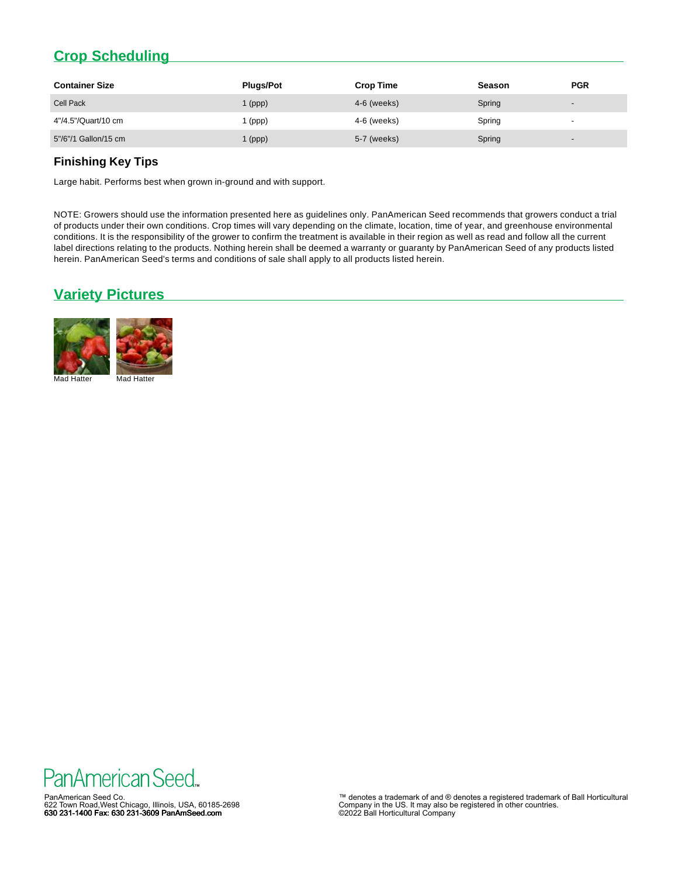## Crop Scheduling

| Container Size | Plugs/Pot | Crop Time | Season | PGR |
|---|---|---|---|---|
| Cell Pack | 1 (ppp) | 4-6 (weeks) | Spring | - |
| 4"/4.5"/Quart/10 cm | 1 (ppp) | 4-6 (weeks) | Spring | - |
| 5"/6"/1 Gallon/15 cm | 1 (ppp) | 5-7 (weeks) | Spring | - |

### Finishing Key Tips

Large habit. Performs best when grown in-ground and with support.

NOTE: Growers should use the information presented here as guidelines only. PanAmerican Seed recommends that growers conduct a trial of products under their own conditions. Crop times will vary depending on the climate, location, time of year, and greenhouse environmental conditions. It is the responsibility of the grower to confirm the treatment is available in their region as well as read and follow all the current label directions relating to the products. Nothing herein shall be deemed a warranty or guaranty by PanAmerican Seed of any products listed herein. PanAmerican Seed's terms and conditions of sale shall apply to all products listed herein.

## Variety Pictures

Mad Hatter

Mad Hatter

PanAmerican Seed Co.
622 Town Road,West Chicago, Illinois, USA, 60185-2698
**630 231-1400 Fax: 630 231-3609 PanAmSeed.com**

™ denotes a trademark of and ® denotes a registered trademark of Ball Horticultural Company in the US. It may also be registered in other countries.
©2022 Ball Horticultural Company